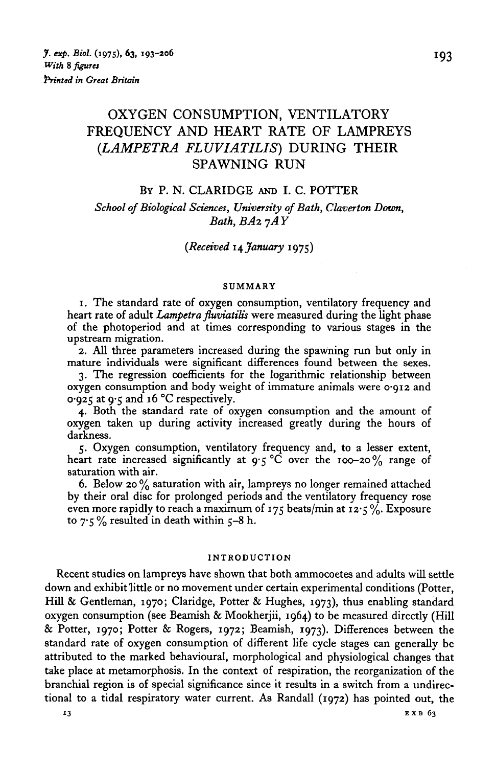# OXYGEN CONSUMPTION, VENTILATORY FREQUENCY AND HEART RATE OF LAMPREYS (*LAMPETRA FLUVIATILIS*) DURING THEIR SPAWNING RUN

By P. N. CLARIDGE and I. C. POTTER

*School of Biological Sciences, University of Bath, Claverton Down, Bath, BA2 7AY*

*(Received 14 January 1975)*

## SUMMARY

1. The standard rate of oxygen consumption, ventilatory frequency and heart rate of adult *Lampetra fluviatilis* were measured during the light phase of the photoperiod and at times corresponding to various stages in the upstream migration.

2. All three parameters increased during the spawning run but only in mature individuals were significant differences found between the sexes.

3. The regression coefficients for the logarithmic relationship between oxygen consumption and body weight of immature animals were 0·912 and 0·925 at 9·5 and 16 °C respectively.

4. Both the standard rate of oxygen consumption and the amount of oxygen taken up during activity increased greatly during the hours of darkness.

5. Oxygen consumption, ventilatory frequency and, to a lesser extent, heart rate increased significantly at 9·5 °C over the 100–20% range of saturation with air.

6. Below 20% saturation with air, lampreys no longer remained attached by their oral disc for prolonged periods and the ventilatory frequency rose even more rapidly to reach a maximum of 175 beats/min at 12·5%. Exposure to 7·5% resulted in death within 5–8 h.

## INTRODUCTION

Recent studies on lampreys have shown that both ammocoetes and adults will settle down and exhibit little or no movement under certain experimental conditions (Potter, Hill & Gentleman, 1970; Claridge, Potter & Hughes, 1973), thus enabling standard oxygen consumption (see Beamish & Mookherjii, 1964) to be measured directly (Hill & Potter, 1970; Potter & Rogers, 1972; Beamish, 1973). Differences between the standard rate of oxygen consumption of different life cycle stages can generally be attributed to the marked behavioural, morphological and physiological changes that take place at metamorphosis. In the context of respiration, the reorganization of the branchial region is of special significance since it results in a switch from a unidirectional to a tidal respiratory water current. As Randall (1972) has pointed out, the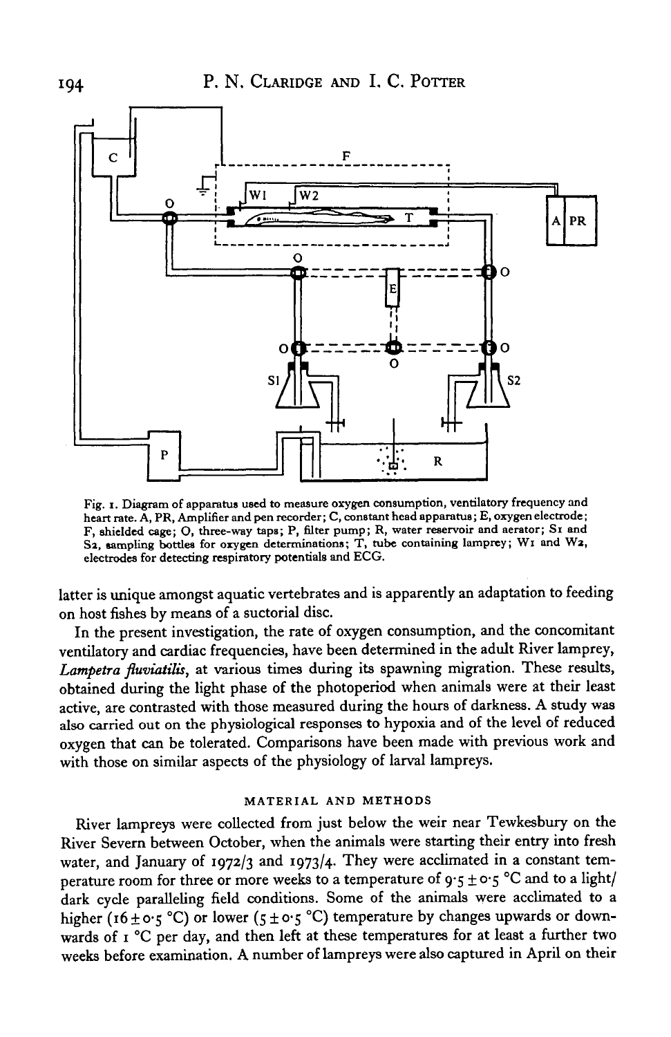Fig. 1. Diagram of apparatus used to measure oxygen consumption, ventilatory frequency and heart rate. A, PR, Amplifier and pen recorder; C, constant head apparatus; E, oxygen electrode; F, shielded cage; O, three-way taps; P, filter pump; R, water reservoir and aerator; S1 and S2, sampling bottles for oxygen determinations; T, tube containing lamprey; W1 and W2, electrodes for detecting respiratory potentials and ECG.

latter is unique amongst aquatic vertebrates and is apparently an adaptation to feeding on host fishes by means of a suctorial disc.

In the present investigation, the rate of oxygen consumption, and the concomitant ventilatory and cardiac frequencies, have been determined in the adult River lamprey, *Lampetra fluviatilis*, at various times during its spawning migration. These results, obtained during the light phase of the photoperiod when animals were at their least active, are contrasted with those measured during the hours of darkness. A study was also carried out on the physiological responses to hypoxia and of the level of reduced oxygen that can be tolerated. Comparisons have been made with previous work and with those on similar aspects of the physiology of larval lampreys.

## MATERIAL AND METHODS

River lampreys were collected from just below the weir near Tewkesbury on the River Severn between October, when the animals were starting their entry into fresh water, and January of 1972/3 and 1973/4. They were acclimated in a constant temperature room for three or more weeks to a temperature of 9·5 ± 0·5 °C and to a light/dark cycle paralleling field conditions. Some of the animals were acclimated to a higher (16 ± 0·5 °C) or lower (5 ± 0·5 °C) temperature by changes upwards or downwards of 1 °C per day, and then left at these temperatures for at least a further two weeks before examination. A number of lampreys were also captured in April on their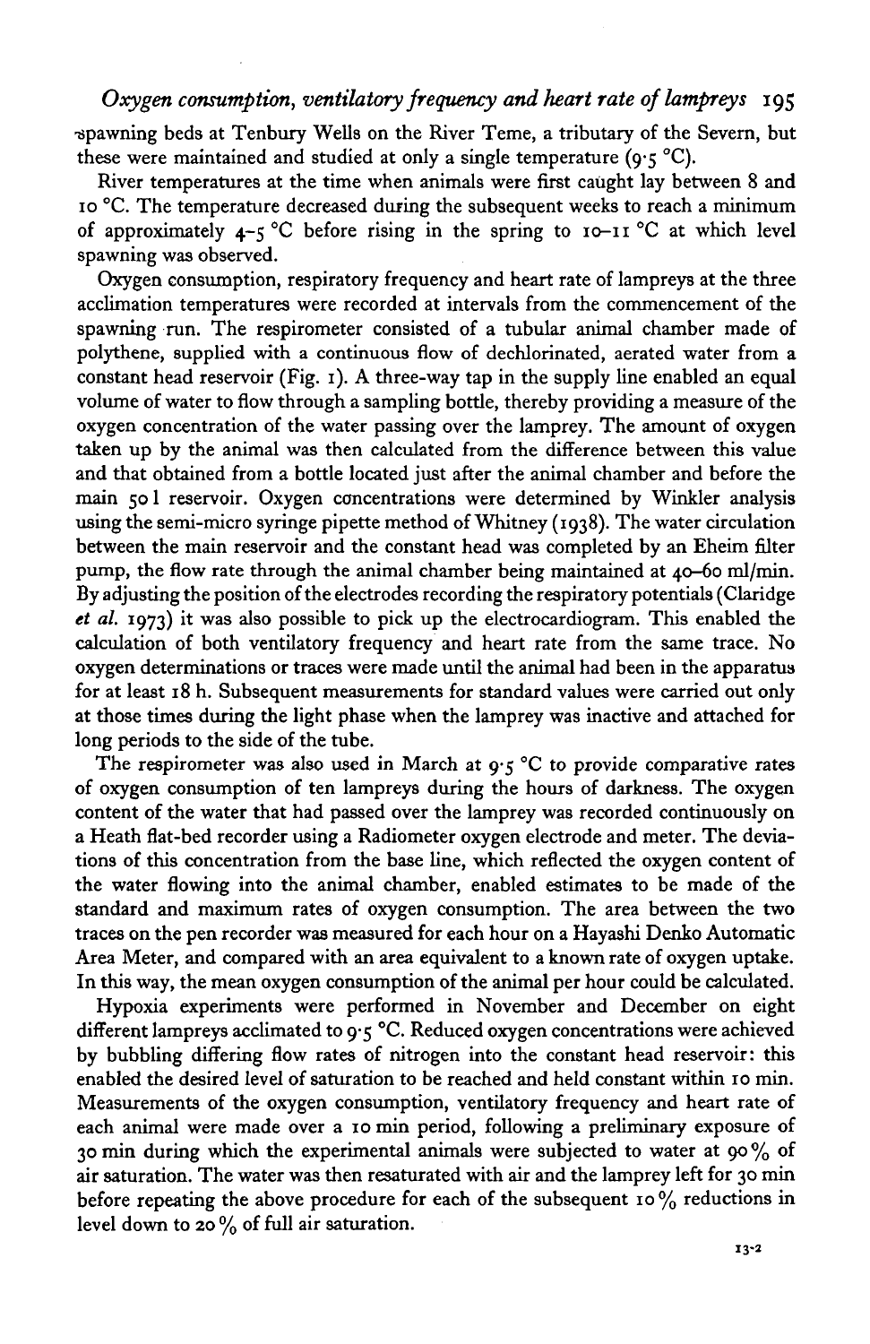spawning beds at Tenbury Wells on the River Teme, a tributary of the Severn, but these were maintained and studied at only a single temperature (9·5 °C).

River temperatures at the time when animals were first caught lay between 8 and 10 °C. The temperature decreased during the subsequent weeks to reach a minimum of approximately 4–5 °C before rising in the spring to 10–11 °C at which level spawning was observed.

Oxygen consumption, respiratory frequency and heart rate of lampreys at the three acclimation temperatures were recorded at intervals from the commencement of the spawning run. The respirometer consisted of a tubular animal chamber made of polythene, supplied with a continuous flow of dechlorinated, aerated water from a constant head reservoir (Fig. 1). A three-way tap in the supply line enabled an equal volume of water to flow through a sampling bottle, thereby providing a measure of the oxygen concentration of the water passing over the lamprey. The amount of oxygen taken up by the animal was then calculated from the difference between this value and that obtained from a bottle located just after the animal chamber and before the main 50 l reservoir. Oxygen concentrations were determined by Winkler analysis using the semi-micro syringe pipette method of Whitney (1938). The water circulation between the main reservoir and the constant head was completed by an Eheim filter pump, the flow rate through the animal chamber being maintained at 40–60 ml/min. By adjusting the position of the electrodes recording the respiratory potentials (Claridge *et al.* 1973) it was also possible to pick up the electrocardiogram. This enabled the calculation of both ventilatory frequency and heart rate from the same trace. No oxygen determinations or traces were made until the animal had been in the apparatus for at least 18 h. Subsequent measurements for standard values were carried out only at those times during the light phase when the lamprey was inactive and attached for long periods to the side of the tube.

The respirometer was also used in March at 9·5 °C to provide comparative rates of oxygen consumption of ten lampreys during the hours of darkness. The oxygen content of the water that had passed over the lamprey was recorded continuously on a Heath flat-bed recorder using a Radiometer oxygen electrode and meter. The deviations of this concentration from the base line, which reflected the oxygen content of the water flowing into the animal chamber, enabled estimates to be made of the standard and maximum rates of oxygen consumption. The area between the two traces on the pen recorder was measured for each hour on a Hayashi Denko Automatic Area Meter, and compared with an area equivalent to a known rate of oxygen uptake. In this way, the mean oxygen consumption of the animal per hour could be calculated.

Hypoxia experiments were performed in November and December on eight different lampreys acclimated to 9·5 °C. Reduced oxygen concentrations were achieved by bubbling differing flow rates of nitrogen into the constant head reservoir: this enabled the desired level of saturation to be reached and held constant within 10 min. Measurements of the oxygen consumption, ventilatory frequency and heart rate of each animal were made over a 10 min period, following a preliminary exposure of 30 min during which the experimental animals were subjected to water at 90 % of air saturation. The water was then resaturated with air and the lamprey left for 30 min before repeating the above procedure for each of the subsequent 10 % reductions in level down to 20 % of full air saturation.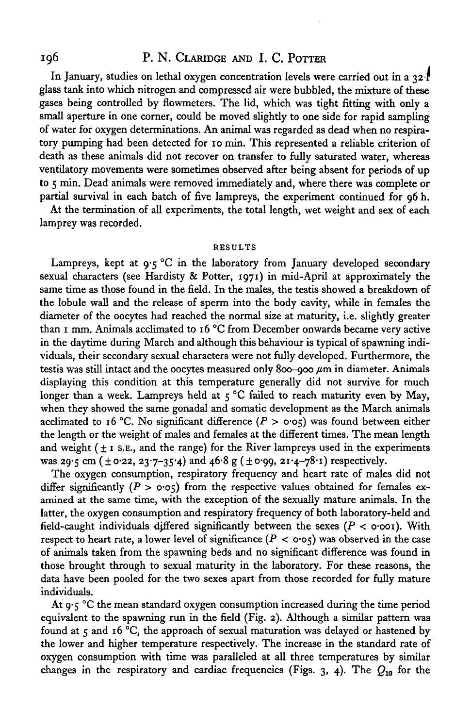In January, studies on lethal oxygen concentration levels were carried out in a 32 l glass tank into which nitrogen and compressed air were bubbled, the mixture of these gases being controlled by flowmeters. The lid, which was tight fitting with only a small aperture in one corner, could be moved slightly to one side for rapid sampling of water for oxygen determinations. An animal was regarded as dead when no respiratory pumping had been detected for 10 min. This represented a reliable criterion of death as these animals did not recover on transfer to fully saturated water, whereas ventilatory movements were sometimes observed after being absent for periods of up to 5 min. Dead animals were removed immediately and, where there was complete or partial survival in each batch of five lampreys, the experiment continued for 96 h.

At the termination of all experiments, the total length, wet weight and sex of each lamprey was recorded.

## RESULTS

Lampreys, kept at 9·5 °C in the laboratory from January developed secondary sexual characters (see Hardisty & Potter, 1971) in mid-April at approximately the same time as those found in the field. In the males, the testis showed a breakdown of the lobule wall and the release of sperm into the body cavity, while in females the diameter of the oocytes had reached the normal size at maturity, i.e. slightly greater than 1 mm. Animals acclimated to 16 °C from December onwards became very active in the daytime during March and although this behaviour is typical of spawning individuals, their secondary sexual characters were not fully developed. Furthermore, the testis was still intact and the oocytes measured only 800–900 μm in diameter. Animals displaying this condition at this temperature generally did not survive for much longer than a week. Lampreys held at 5 °C failed to reach maturity even by May, when they showed the same gonadal and somatic development as the March animals acclimated to 16 °C. No significant difference ($P > 0·05$) was found between either the length or the weight of males and females at the different times. The mean length and weight (± 1 S.E., and the range) for the River lampreys used in the experiments was 29·5 cm (± 0·22, 23·7–35·4) and 46·8 g (± 0·99, 21·4–78·1) respectively.

The oxygen consumption, respiratory frequency and heart rate of males did not differ significantly ($P > 0·05$) from the respective values obtained for females examined at the same time, with the exception of the sexually mature animals. In the latter, the oxygen consumption and respiratory frequency of both laboratory-held and field-caught individuals differed significantly between the sexes ($P < 0·001$). With respect to heart rate, a lower level of significance ($P < 0·05$) was observed in the case of animals taken from the spawning beds and no significant difference was found in those brought through to sexual maturity in the laboratory. For these reasons, the data have been pooled for the two sexes apart from those recorded for fully mature individuals.

At 9·5 °C the mean standard oxygen consumption increased during the time period equivalent to the spawning run in the field (Fig. 2). Although a similar pattern was found at 5 and 16 °C, the approach of sexual maturation was delayed or hastened by the lower and higher temperature respectively. The increase in the standard rate of oxygen consumption with time was paralleled at all three temperatures by similar changes in the respiratory and cardiac frequencies (Figs. 3, 4). The $Q_{10}$ for the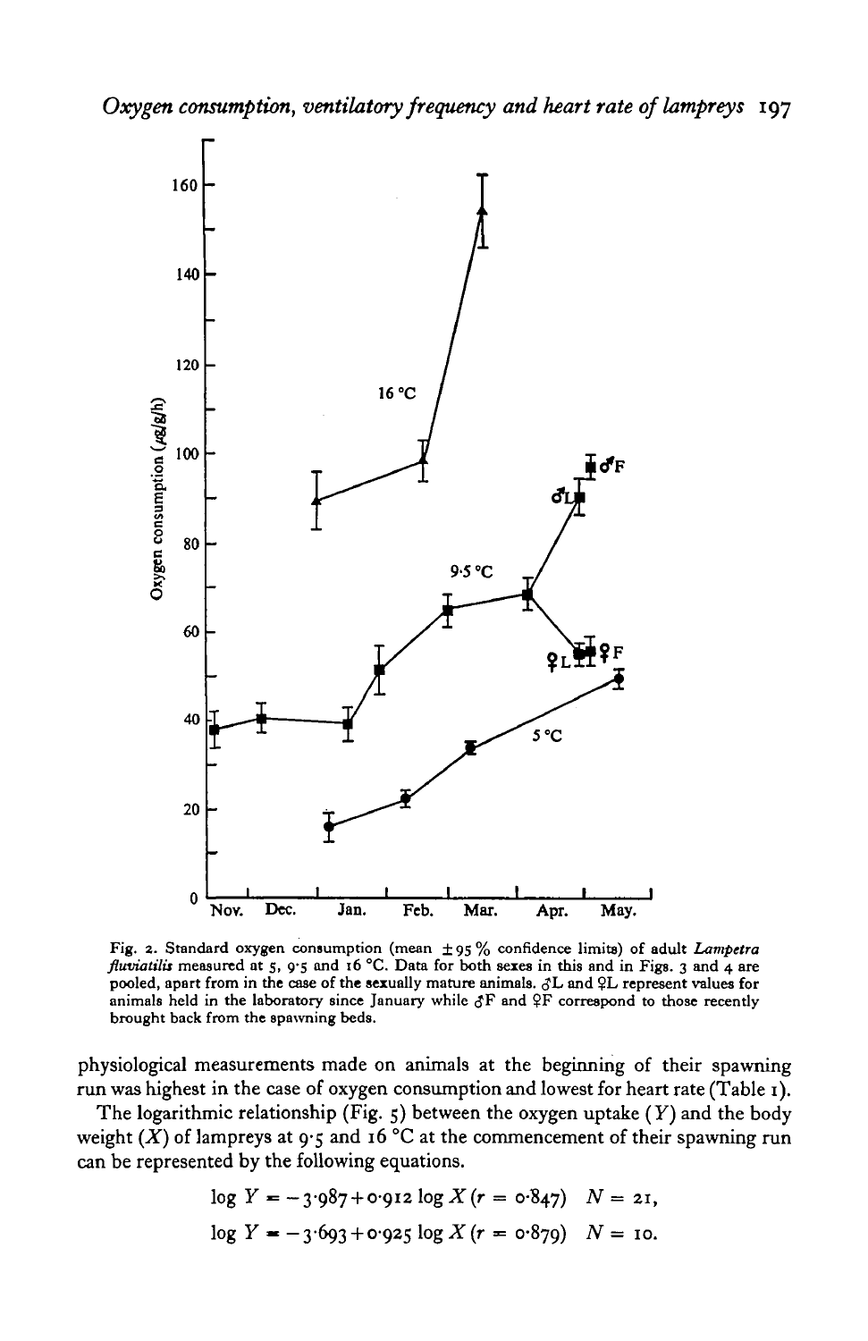Fig. 2. Standard oxygen consumption (mean ±95% confidence limits) of adult *Lampetra fluviatilis* measured at 5, 9·5 and 16 °C. Data for both sexes in this and in Figs. 3 and 4 are pooled, apart from in the case of the sexually mature animals. ♂L and ♀L represent values for animals held in the laboratory since January while ♂F and ♀F correspond to those recently brought back from the spawning beds.

physiological measurements made on animals at the beginning of their spawning run was highest in the case of oxygen consumption and lowest for heart rate (Table 1).

The logarithmic relationship (Fig. 5) between the oxygen uptake ($Y$) and the body weight ($X$) of lampreys at 9·5 and 16 °C at the commencement of their spawning run can be represented by the following equations.

$$\log Y = -3{\cdot}987 + 0{\cdot}912 \log X \; (r = 0{\cdot}847) \quad N = 21,$$

$$\log Y = -3{\cdot}693 + 0{\cdot}925 \log X \; (r = 0{\cdot}879) \quad N = 10.$$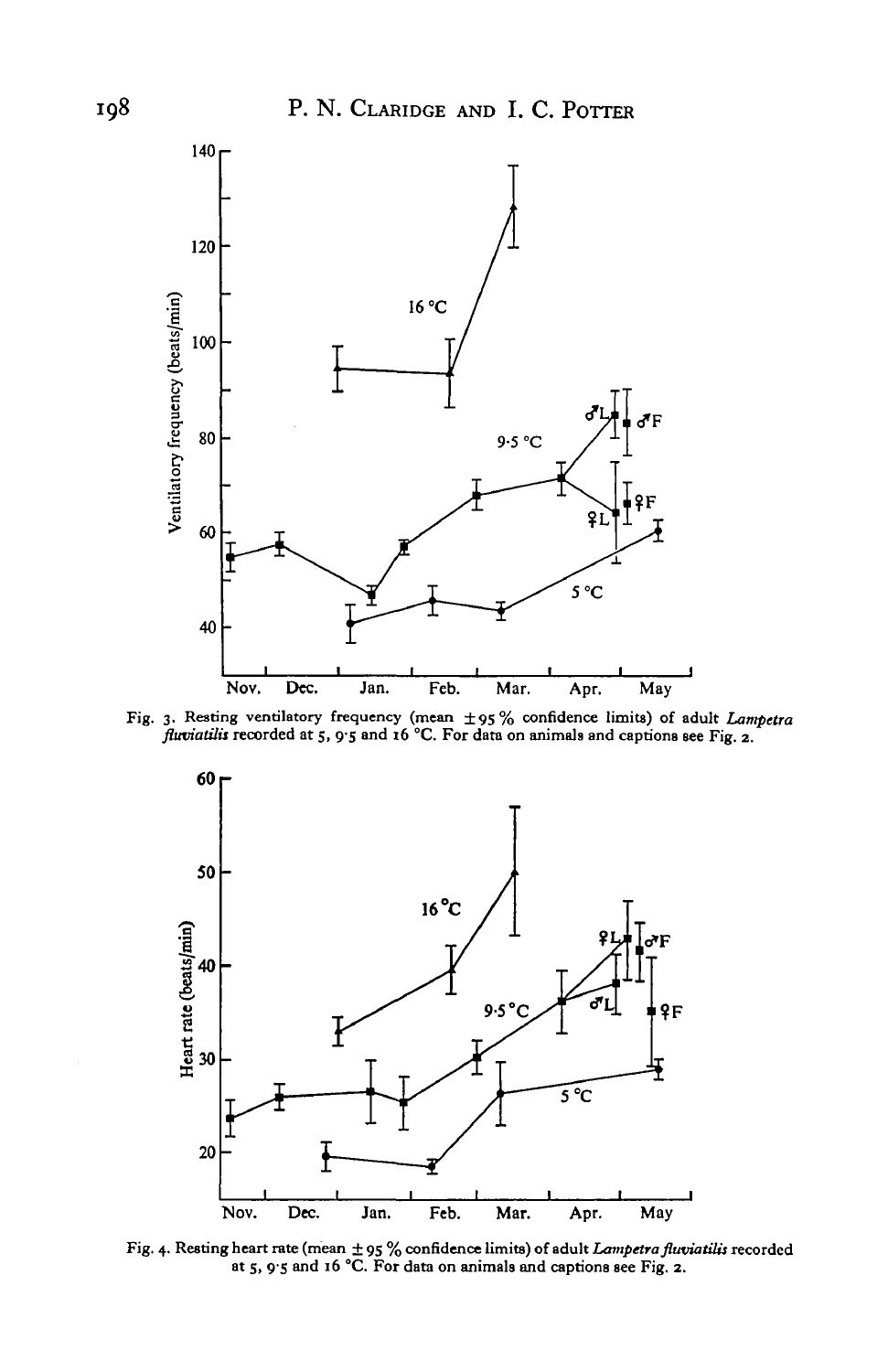Fig. 3. Resting ventilatory frequency (mean ±95% confidence limits) of adult *Lampetra fluviatilis* recorded at 5, 9·5 and 16 °C. For data on animals and captions see Fig. 2.

Fig. 4. Resting heart rate (mean ±95% confidence limits) of adult *Lampetra fluviatilis* recorded at 5, 9·5 and 16 °C. For data on animals and captions see Fig. 2.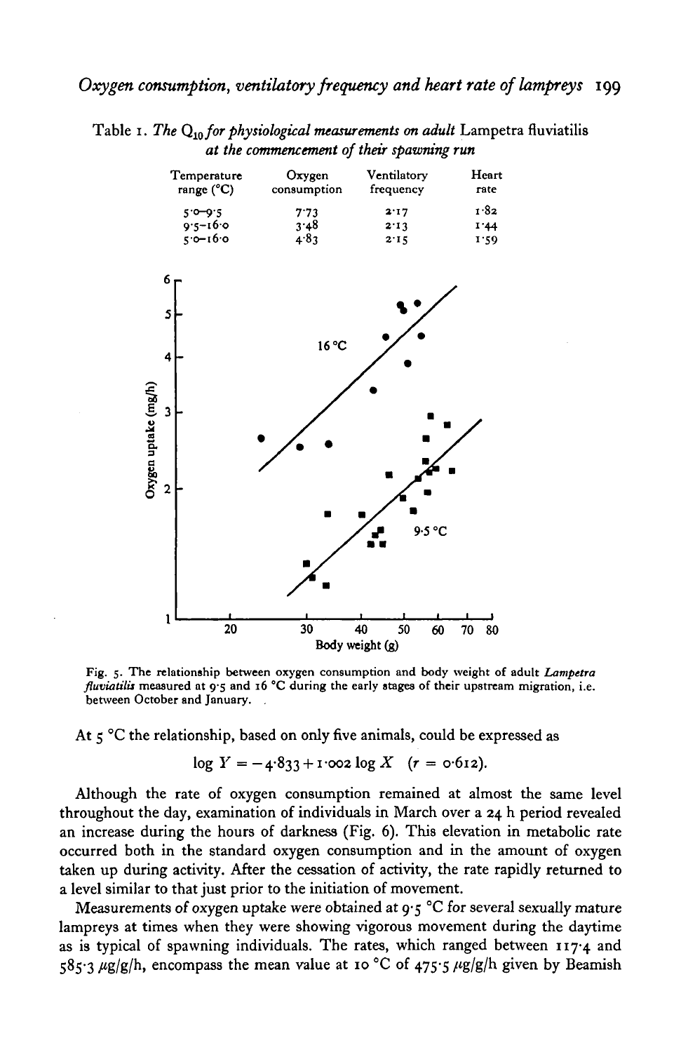Table 1. *The $Q_{10}$ for physiological measurements on adult* Lampetra fluviatilis *at the commencement of their spawning run*

| Temperature range (°C) | Oxygen consumption | Ventilatory frequency | Heart rate |
|---|---|---|---|
| 5·0–9·5 | 7·73 | 2·17 | 1·82 |
| 9·5–16·0 | 3·48 | 2·13 | 1·44 |
| 5·0–16·0 | 4·83 | 2·15 | 1·59 |

Fig. 5. The relationship between oxygen consumption and body weight of adult *Lampetra fluviatilis* measured at 9·5 and 16 °C during the early stages of their upstream migration, i.e. between October and January.

At 5 °C the relationship, based on only five animals, could be expressed as

$$\log Y = -4{\cdot}833 + 1{\cdot}002 \log X \quad (r = 0{\cdot}612).$$

Although the rate of oxygen consumption remained at almost the same level throughout the day, examination of individuals in March over a 24 h period revealed an increase during the hours of darkness (Fig. 6). This elevation in metabolic rate occurred both in the standard oxygen consumption and in the amount of oxygen taken up during activity. After the cessation of activity, the rate rapidly returned to a level similar to that just prior to the initiation of movement.

Measurements of oxygen uptake were obtained at 9·5 °C for several sexually mature lampreys at times when they were showing vigorous movement during the daytime as is typical of spawning individuals. The rates, which ranged between 117·4 and 585·3 μg/g/h, encompass the mean value at 10 °C of 475·5 μg/g/h given by Beamish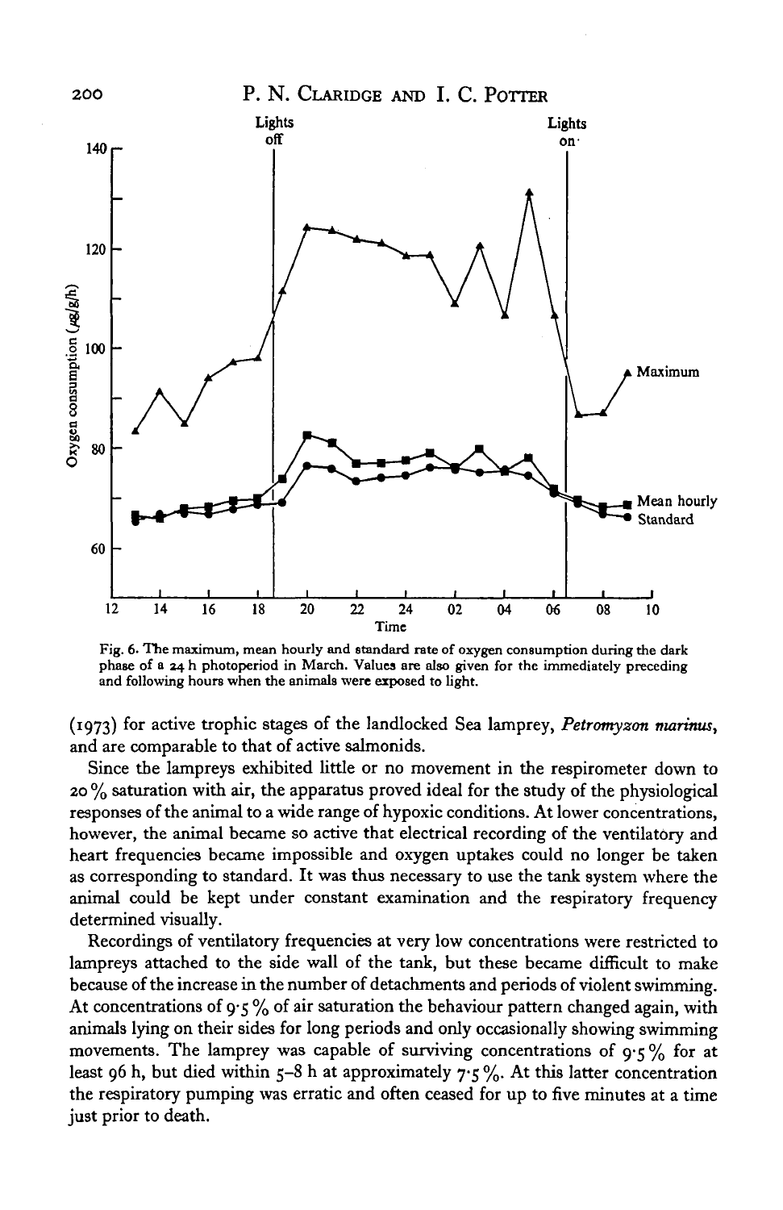Fig. 6. The maximum, mean hourly and standard rate of oxygen consumption during the dark phase of a 24 h photoperiod in March. Values are also given for the immediately preceding and following hours when the animals were exposed to light.

(1973) for active trophic stages of the landlocked Sea lamprey, *Petromyzon marinus*, and are comparable to that of active salmonids.

Since the lampreys exhibited little or no movement in the respirometer down to 20 % saturation with air, the apparatus proved ideal for the study of the physiological responses of the animal to a wide range of hypoxic conditions. At lower concentrations, however, the animal became so active that electrical recording of the ventilatory and heart frequencies became impossible and oxygen uptakes could no longer be taken as corresponding to standard. It was thus necessary to use the tank system where the animal could be kept under constant examination and the respiratory frequency determined visually.

Recordings of ventilatory frequencies at very low concentrations were restricted to lampreys attached to the side wall of the tank, but these became difficult to make because of the increase in the number of detachments and periods of violent swimming. At concentrations of 9·5 % of air saturation the behaviour pattern changed again, with animals lying on their sides for long periods and only occasionally showing swimming movements. The lamprey was capable of surviving concentrations of 9·5 % for at least 96 h, but died within 5–8 h at approximately 7·5 %. At this latter concentration the respiratory pumping was erratic and often ceased for up to five minutes at a time just prior to death.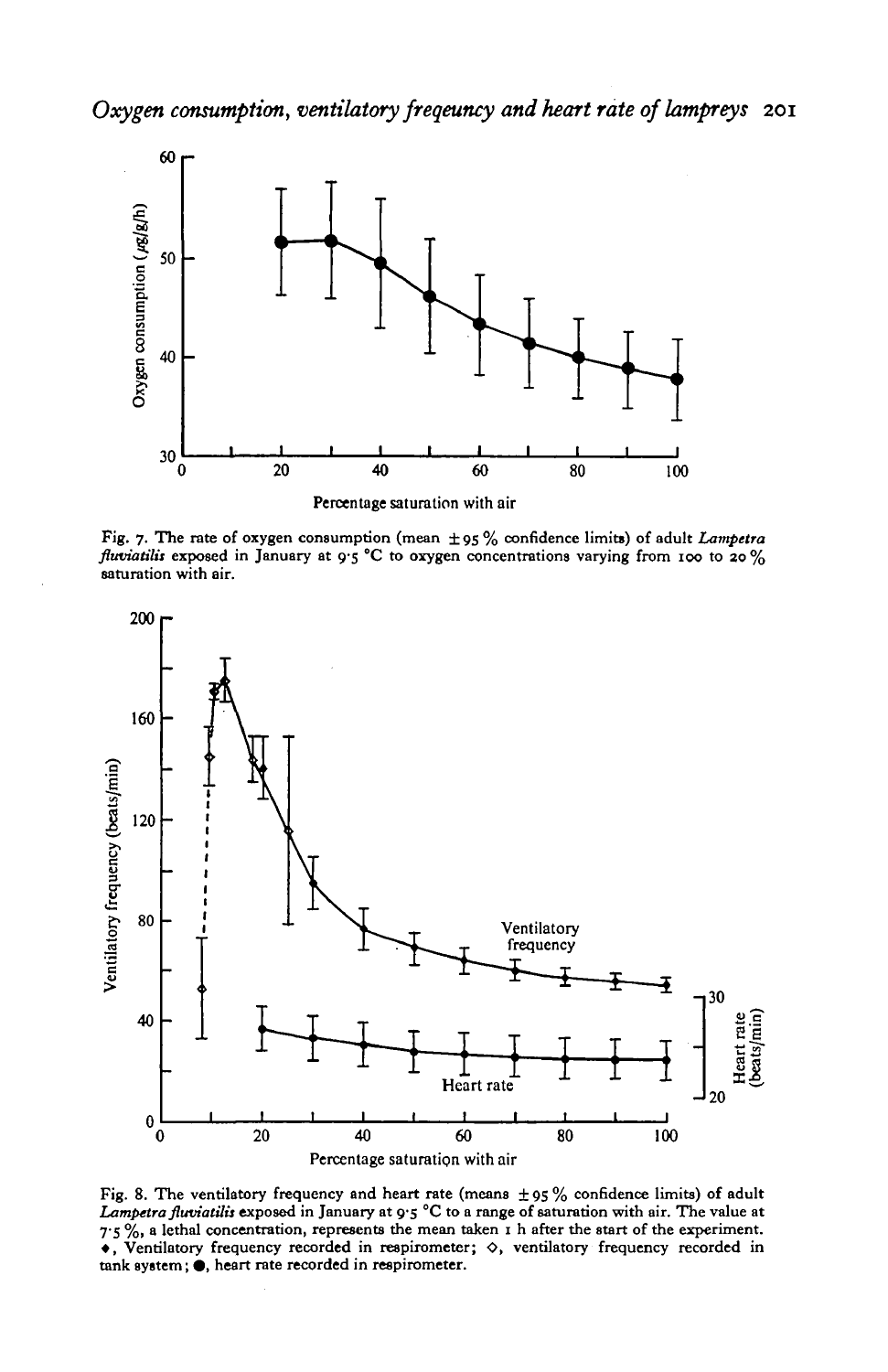Fig. 7. The rate of oxygen consumption (mean ± 95 % confidence limits) of adult *Lampetra fluviatilis* exposed in January at 9·5 °C to oxygen concentrations varying from 100 to 20 % saturation with air.

Fig. 8. The ventilatory frequency and heart rate (means ± 95 % confidence limits) of adult *Lampetra fluviatilis* exposed in January at 9·5 °C to a range of saturation with air. The value at 7·5 %, a lethal concentration, represents the mean taken 1 h after the start of the experiment. ◆, Ventilatory frequency recorded in respirometer; ◇, ventilatory frequency recorded in tank system; ●, heart rate recorded in respirometer.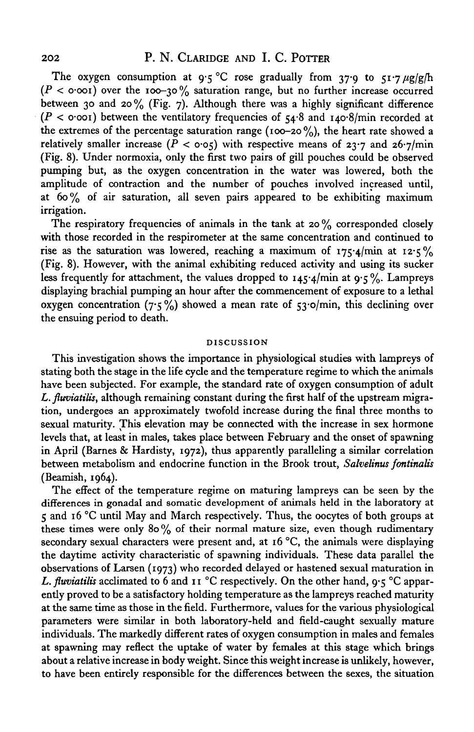The oxygen consumption at 9·5 °C rose gradually from 37·9 to 51·7 μg/g/h ($P < 0·001$) over the 100–30% saturation range, but no further increase occurred between 30 and 20% (Fig. 7). Although there was a highly significant difference ($P < 0·001$) between the ventilatory frequencies of 54·8 and 140·8/min recorded at the extremes of the percentage saturation range (100–20%), the heart rate showed a relatively smaller increase ($P < 0·05$) with respective means of 23·7 and 26·7/min (Fig. 8). Under normoxia, only the first two pairs of gill pouches could be observed pumping but, as the oxygen concentration in the water was lowered, both the amplitude of contraction and the number of pouches involved increased until, at 60% of air saturation, all seven pairs appeared to be exhibiting maximum irrigation.

The respiratory frequencies of animals in the tank at 20% corresponded closely with those recorded in the respirometer at the same concentration and continued to rise as the saturation was lowered, reaching a maximum of 175·4/min at 12·5% (Fig. 8). However, with the animal exhibiting reduced activity and using its sucker less frequently for attachment, the values dropped to 145·4/min at 9·5%. Lampreys displaying brachial pumping an hour after the commencement of exposure to a lethal oxygen concentration (7·5%) showed a mean rate of 53·0/min, this declining over the ensuing period to death.

## DISCUSSION

This investigation shows the importance in physiological studies with lampreys of stating both the stage in the life cycle and the temperature regime to which the animals have been subjected. For example, the standard rate of oxygen consumption of adult *L. fluviatilis*, although remaining constant during the first half of the upstream migration, undergoes an approximately twofold increase during the final three months to sexual maturity. This elevation may be connected with the increase in sex hormone levels that, at least in males, takes place between February and the onset of spawning in April (Barnes & Hardisty, 1972), thus apparently paralleling a similar correlation between metabolism and endocrine function in the Brook trout, *Salvelinus fontinalis* (Beamish, 1964).

The effect of the temperature regime on maturing lampreys can be seen by the differences in gonadal and somatic development of animals held in the laboratory at 5 and 16 °C until May and March respectively. Thus, the oocytes of both groups at these times were only 80% of their normal mature size, even though rudimentary secondary sexual characters were present and, at 16 °C, the animals were displaying the daytime activity characteristic of spawning individuals. These data parallel the observations of Larsen (1973) who recorded delayed or hastened sexual maturation in *L. fluviatilis* acclimated to 6 and 11 °C respectively. On the other hand, 9·5 °C apparently proved to be a satisfactory holding temperature as the lampreys reached maturity at the same time as those in the field. Furthermore, values for the various physiological parameters were similar in both laboratory-held and field-caught sexually mature individuals. The markedly different rates of oxygen consumption in males and females at spawning may reflect the uptake of water by females at this stage which brings about a relative increase in body weight. Since this weight increase is unlikely, however, to have been entirely responsible for the differences between the sexes, the situation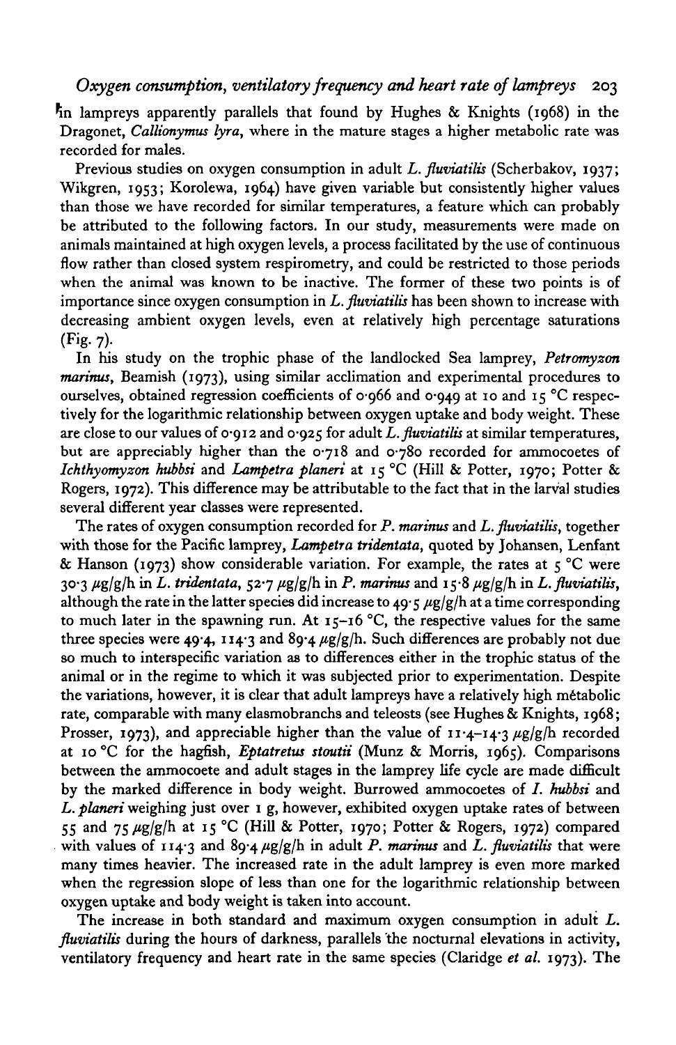in lampreys apparently parallels that found by Hughes & Knights (1968) in the Dragonet, *Callionymus lyra*, where in the mature stages a higher metabolic rate was recorded for males.

Previous studies on oxygen consumption in adult *L. fluviatilis* (Scherbakov, 1937; Wikgren, 1953; Korolewa, 1964) have given variable but consistently higher values than those we have recorded for similar temperatures, a feature which can probably be attributed to the following factors. In our study, measurements were made on animals maintained at high oxygen levels, a process facilitated by the use of continuous flow rather than closed system respirometry, and could be restricted to those periods when the animal was known to be inactive. The former of these two points is of importance since oxygen consumption in *L. fluviatilis* has been shown to increase with decreasing ambient oxygen levels, even at relatively high percentage saturations (Fig. 7).

In his study on the trophic phase of the landlocked Sea lamprey, *Petromyzon marinus*, Beamish (1973), using similar acclimation and experimental procedures to ourselves, obtained regression coefficients of 0·966 and 0·949 at 10 and 15 °C respectively for the logarithmic relationship between oxygen uptake and body weight. These are close to our values of 0·912 and 0·925 for adult *L. fluviatilis* at similar temperatures, but are appreciably higher than the 0·718 and 0·780 recorded for ammocoetes of *Ichthyomyzon hubbsi* and *Lampetra planeri* at 15 °C (Hill & Potter, 1970; Potter & Rogers, 1972). This difference may be attributable to the fact that in the larval studies several different year classes were represented.

The rates of oxygen consumption recorded for *P. marinus* and *L. fluviatilis*, together with those for the Pacific lamprey, *Lampetra tridentata*, quoted by Johansen, Lenfant & Hanson (1973) show considerable variation. For example, the rates at 5 °C were 30·3 $\mu$g/g/h in *L. tridentata*, 52·7 $\mu$g/g/h in *P. marinus* and 15·8 $\mu$g/g/h in *L. fluviatilis*, although the rate in the latter species did increase to 49·5 $\mu$g/g/h at a time corresponding to much later in the spawning run. At 15–16 °C, the respective values for the same three species were 49·4, 114·3 and 89·4 $\mu$g/g/h. Such differences are probably not due so much to interspecific variation as to differences either in the trophic status of the animal or in the regime to which it was subjected prior to experimentation. Despite the variations, however, it is clear that adult lampreys have a relatively high metabolic rate, comparable with many elasmobranchs and teleosts (see Hughes & Knights, 1968; Prosser, 1973), and appreciable higher than the value of 11·4–14·3 $\mu$g/g/h recorded at 10 °C for the hagfish, *Eptatretus stoutii* (Munz & Morris, 1965). Comparisons between the ammocoete and adult stages in the lamprey life cycle are made difficult by the marked difference in body weight. Burrowed ammocoetes of *I. hubbsi* and *L. planeri* weighing just over 1 g, however, exhibited oxygen uptake rates of between 55 and 75 $\mu$g/g/h at 15 °C (Hill & Potter, 1970; Potter & Rogers, 1972) compared with values of 114·3 and 89·4 $\mu$g/g/h in adult *P. marinus* and *L. fluviatilis* that were many times heavier. The increased rate in the adult lamprey is even more marked when the regression slope of less than one for the logarithmic relationship between oxygen uptake and body weight is taken into account.

The increase in both standard and maximum oxygen consumption in adult *L. fluviatilis* during the hours of darkness, parallels the nocturnal elevations in activity, ventilatory frequency and heart rate in the same species (Claridge *et al.* 1973). The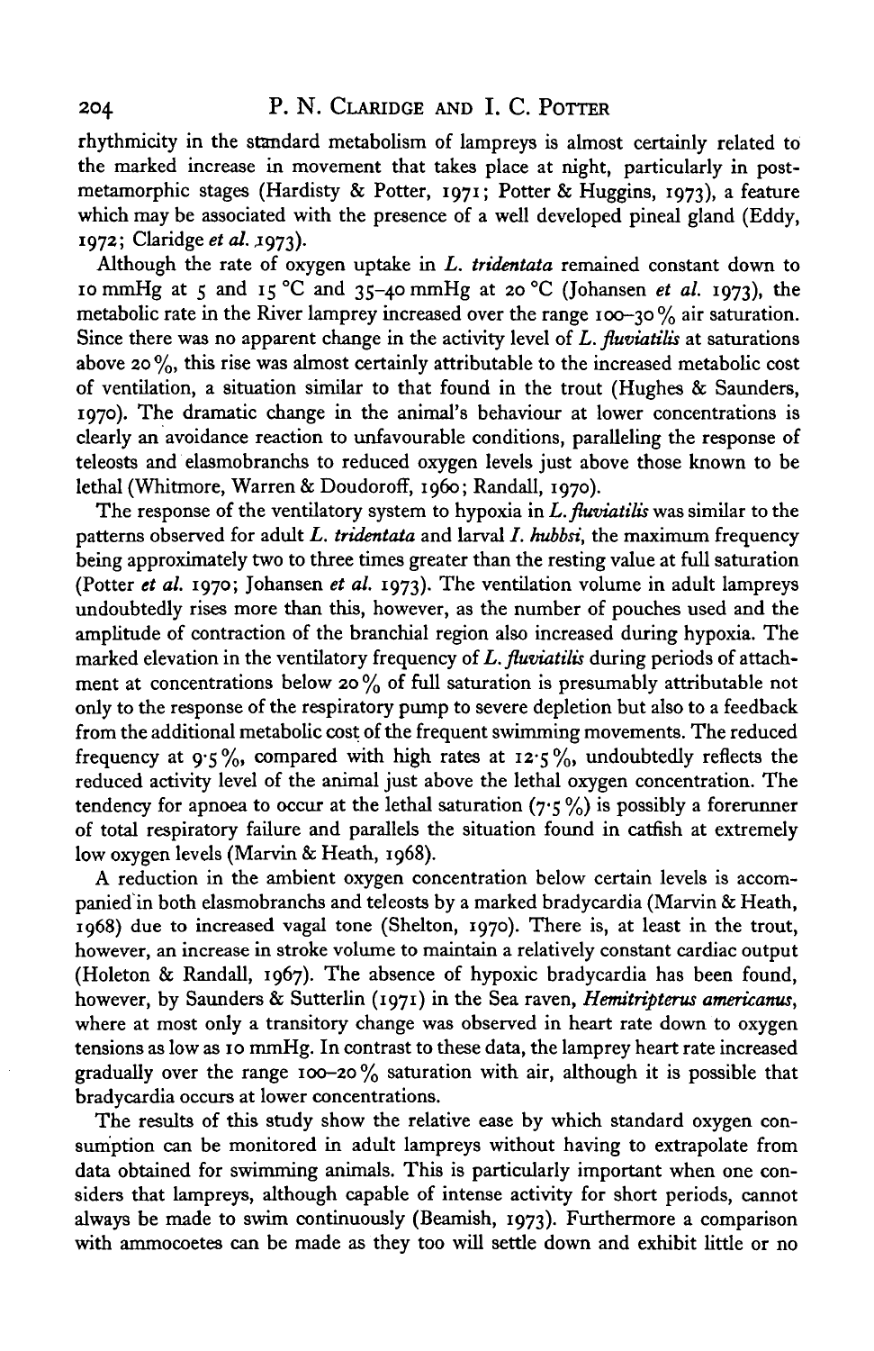rhythmicity in the standard metabolism of lampreys is almost certainly related to the marked increase in movement that takes place at night, particularly in post-metamorphic stages (Hardisty & Potter, 1971; Potter & Huggins, 1973), a feature which may be associated with the presence of a well developed pineal gland (Eddy, 1972; Claridge *et al.* 1973).

Although the rate of oxygen uptake in *L. tridentata* remained constant down to 10 mmHg at 5 and 15 °C and 35–40 mmHg at 20 °C (Johansen *et al.* 1973), the metabolic rate in the River lamprey increased over the range 100–30 % air saturation. Since there was no apparent change in the activity level of *L. fluviatilis* at saturations above 20 %, this rise was almost certainly attributable to the increased metabolic cost of ventilation, a situation similar to that found in the trout (Hughes & Saunders, 1970). The dramatic change in the animal's behaviour at lower concentrations is clearly an avoidance reaction to unfavourable conditions, paralleling the response of teleosts and elasmobranchs to reduced oxygen levels just above those known to be lethal (Whitmore, Warren & Doudoroff, 1960; Randall, 1970).

The response of the ventilatory system to hypoxia in *L. fluviatilis* was similar to the patterns observed for adult *L. tridentata* and larval *I. hubbsi*, the maximum frequency being approximately two to three times greater than the resting value at full saturation (Potter *et al.* 1970; Johansen *et al.* 1973). The ventilation volume in adult lampreys undoubtedly rises more than this, however, as the number of pouches used and the amplitude of contraction of the branchial region also increased during hypoxia. The marked elevation in the ventilatory frequency of *L. fluviatilis* during periods of attachment at concentrations below 20 % of full saturation is presumably attributable not only to the response of the respiratory pump to severe depletion but also to a feedback from the additional metabolic cost of the frequent swimming movements. The reduced frequency at 9·5 %, compared with high rates at 12·5 %, undoubtedly reflects the reduced activity level of the animal just above the lethal oxygen concentration. The tendency for apnoea to occur at the lethal saturation (7·5 %) is possibly a forerunner of total respiratory failure and parallels the situation found in catfish at extremely low oxygen levels (Marvin & Heath, 1968).

A reduction in the ambient oxygen concentration below certain levels is accompanied in both elasmobranchs and teleosts by a marked bradycardia (Marvin & Heath, 1968) due to increased vagal tone (Shelton, 1970). There is, at least in the trout, however, an increase in stroke volume to maintain a relatively constant cardiac output (Holeton & Randall, 1967). The absence of hypoxic bradycardia has been found, however, by Saunders & Sutterlin (1971) in the Sea raven, *Hemitripterus americanus*, where at most only a transitory change was observed in heart rate down to oxygen tensions as low as 10 mmHg. In contrast to these data, the lamprey heart rate increased gradually over the range 100–20 % saturation with air, although it is possible that bradycardia occurs at lower concentrations.

The results of this study show the relative ease by which standard oxygen consumption can be monitored in adult lampreys without having to extrapolate from data obtained for swimming animals. This is particularly important when one considers that lampreys, although capable of intense activity for short periods, cannot always be made to swim continuously (Beamish, 1973). Furthermore a comparison with ammocoetes can be made as they too will settle down and exhibit little or no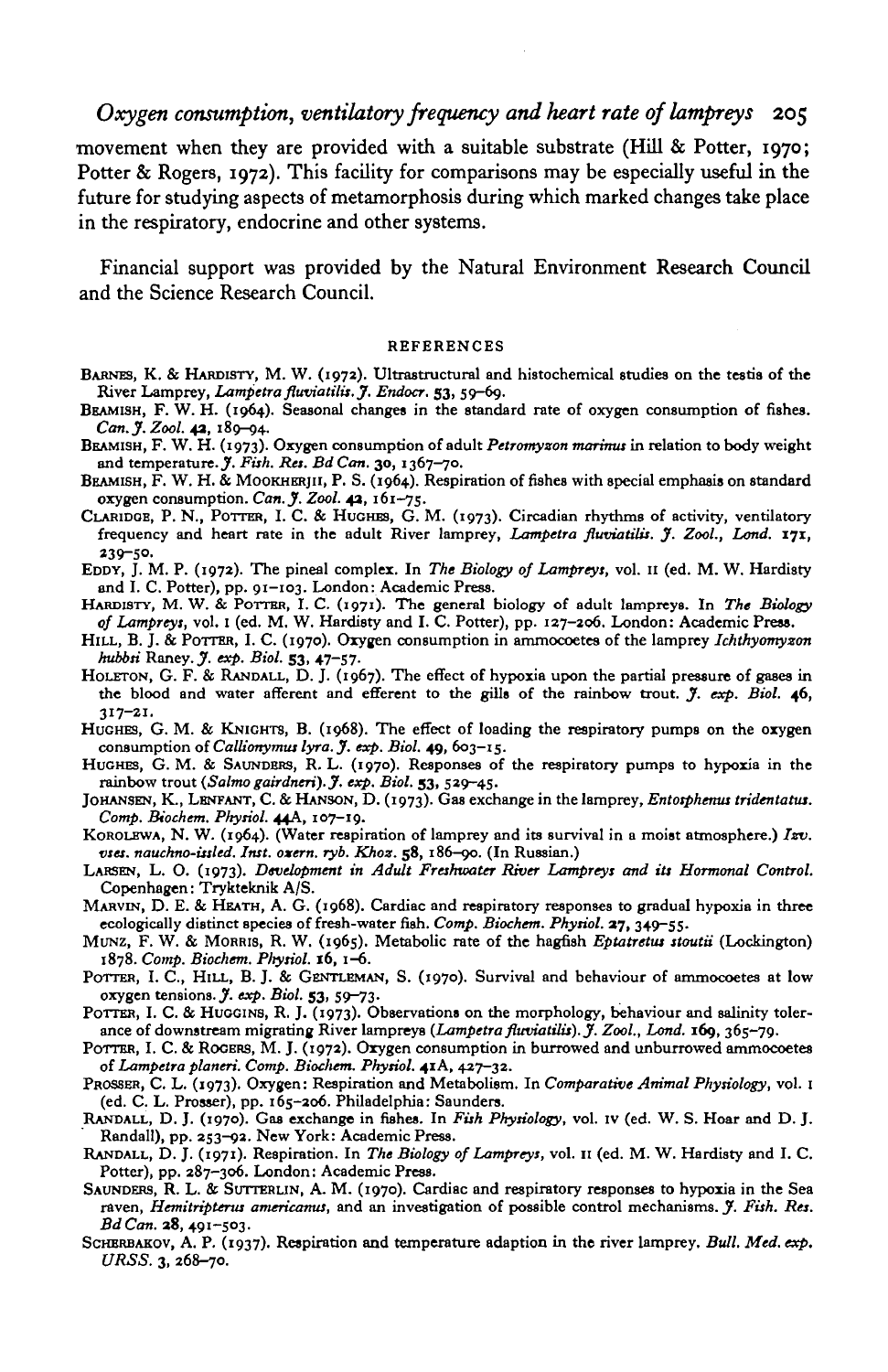movement when they are provided with a suitable substrate (Hill & Potter, 1970; Potter & Rogers, 1972). This facility for comparisons may be especially useful in the future for studying aspects of metamorphosis during which marked changes take place in the respiratory, endocrine and other systems.

Financial support was provided by the Natural Environment Research Council and the Science Research Council.

## REFERENCES

BARNES, K. & HARDISTY, M. W. (1972). Ultrastructural and histochemical studies on the testis of the River Lamprey, *Lampetra fluviatilis*. *J. Endocr.* **53**, 59–69.

BEAMISH, F. W. H. (1964). Seasonal changes in the standard rate of oxygen consumption of fishes. *Can. J. Zool.* **42**, 189–94.

BEAMISH, F. W. H. (1973). Oxygen consumption of adult *Petromyzon marinus* in relation to body weight and temperature. *J. Fish. Res. Bd Can.* **30**, 1367–70.

BEAMISH, F. W. H. & MOOKHERJII, P. S. (1964). Respiration of fishes with special emphasis on standard oxygen consumption. *Can. J. Zool.* **42**, 161–75.

CLARIDGE, P. N., POTTER, I. C. & HUGHES, G. M. (1973). Circadian rhythms of activity, ventilatory frequency and heart rate in the adult River lamprey, *Lampetra fluviatilis*. *J. Zool., Lond.* **171**, 239–50.

EDDY, J. M. P. (1972). The pineal complex. In *The Biology of Lampreys*, vol. II (ed. M. W. Hardisty and I. C. Potter), pp. 91–103. London: Academic Press.

HARDISTY, M. W. & POTTER, I. C. (1971). The general biology of adult lampreys. In *The Biology of Lampreys*, vol. I (ed. M. W. Hardisty and I. C. Potter), pp. 127–206. London: Academic Press.

HILL, B. J. & POTTER, I. C. (1970). Oxygen consumption in ammocoetes of the lamprey *Ichthyomyzon hubbsi* Raney. *J. exp. Biol.* **53**, 47–57.

HOLETON, G. F. & RANDALL, D. J. (1967). The effect of hypoxia upon the partial pressure of gases in the blood and water afferent and efferent to the gills of the rainbow trout. *J. exp. Biol.* **46**, 317–21.

HUGHES, G. M. & KNIGHTS, B. (1968). The effect of loading the respiratory pumps on the oxygen consumption of *Callionymus lyra*. *J. exp. Biol.* **49**, 603–15.

HUGHES, G. M. & SAUNDERS, R. L. (1970). Responses of the respiratory pumps to hypoxia in the rainbow trout (*Salmo gairdneri*). *J. exp. Biol.* **53**, 529–45.

JOHANSEN, K., LENFANT, C. & HANSON, D. (1973). Gas exchange in the lamprey, *Entosphenus tridentatus*. *Comp. Biochem. Physiol.* **44A**, 107–19.

KOROLEWA, N. W. (1964). (Water respiration of lamprey and its survival in a moist atmosphere.) *Izv. vses. nauchno-issled. Inst. ozern. ryb. Khoz.* **58**, 186–90. (In Russian.)

LARSEN, L. O. (1973). *Development in Adult Freshwater River Lampreys and its Hormonal Control.* Copenhagen: Trykteknik A/S.

MARVIN, D. E. & HEATH, A. G. (1968). Cardiac and respiratory responses to gradual hypoxia in three ecologically distinct species of fresh-water fish. *Comp. Biochem. Physiol.* **27**, 349–55.

MUNZ, F. W. & MORRIS, R. W. (1965). Metabolic rate of the hagfish *Eptatretus stoutii* (Lockington) 1878. *Comp. Biochem. Physiol.* **16**, 1–6.

POTTER, I. C., HILL, B. J. & GENTLEMAN, S. (1970). Survival and behaviour of ammocoetes at low oxygen tensions. *J. exp. Biol.* **53**, 59–73.

POTTER, I. C. & HUGGINS, R. J. (1973). Observations on the morphology, behaviour and salinity tolerance of downstream migrating River lampreys (*Lampetra fluviatilis*). *J. Zool., Lond.* **169**, 365–79.

POTTER, I. C. & ROGERS, M. J. (1972). Oxygen consumption in burrowed and unburrowed ammocoetes of *Lampetra planeri*. *Comp. Biochem. Physiol.* **41A**, 427–32.

PROSSER, C. L. (1973). Oxygen: Respiration and Metabolism. In *Comparative Animal Physiology*, vol. I (ed. C. L. Prosser), pp. 165–206. Philadelphia: Saunders.

RANDALL, D. J. (1970). Gas exchange in fishes. In *Fish Physiology*, vol. IV (ed. W. S. Hoar and D. J. Randall), pp. 253–92. New York: Academic Press.

RANDALL, D. J. (1971). Respiration. In *The Biology of Lampreys*, vol. II (ed. M. W. Hardisty and I. C. Potter), pp. 287–306. London: Academic Press.

SAUNDERS, R. L. & SUTTERLIN, A. M. (1970). Cardiac and respiratory responses to hypoxia in the Sea raven, *Hemitripterus americanus*, and an investigation of possible control mechanisms. *J. Fish. Res. Bd Can.* **28**, 491–503.

SCHERBAKOV, A. P. (1937). Respiration and temperature adaption in the river lamprey. *Bull. Med. exp. URSS.* **3**, 268–70.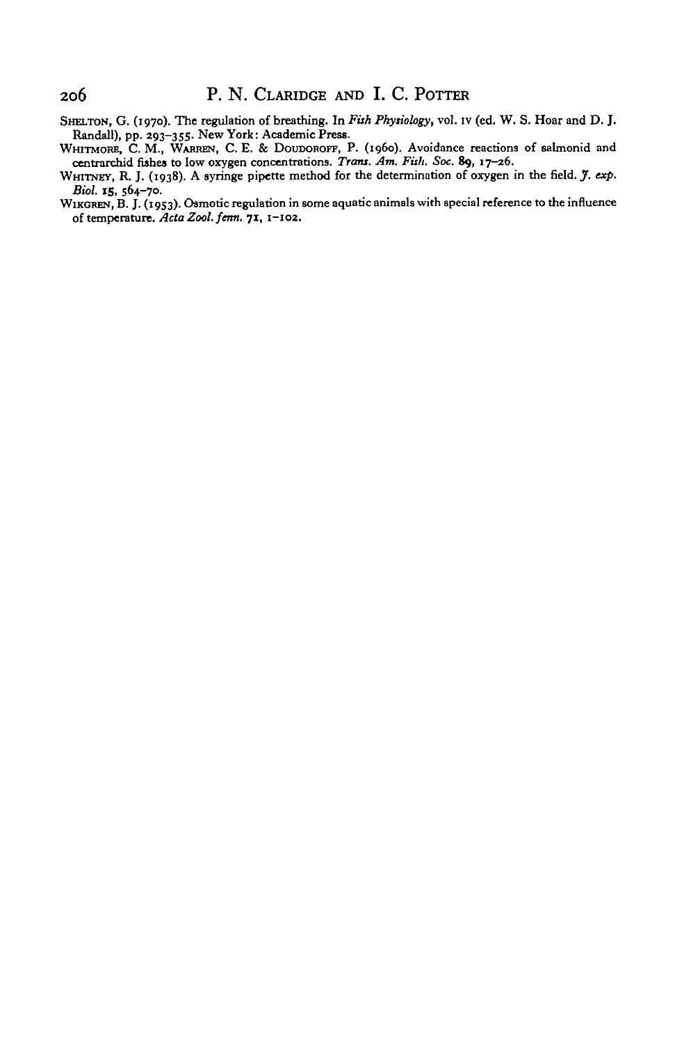Shelton, G. (1970). The regulation of breathing. In *Fish Physiology*, vol. IV (ed. W. S. Hoar and D. J. Randall), pp. 293–355. New York: Academic Press.

Whitmore, C. M., Warren, C. E. & Doudoroff, P. (1960). Avoidance reactions of salmonid and centrarchid fishes to low oxygen concentrations. *Trans. Am. Fish. Soc.* **89**, 17–26.

Whitney, R. J. (1938). A syringe pipette method for the determination of oxygen in the field. *J. exp. Biol.* **15**, 564–70.

Wikgren, B. J. (1953). Osmotic regulation in some aquatic animals with special reference to the influence of temperature. *Acta Zool. fenn.* **71**, 1–102.